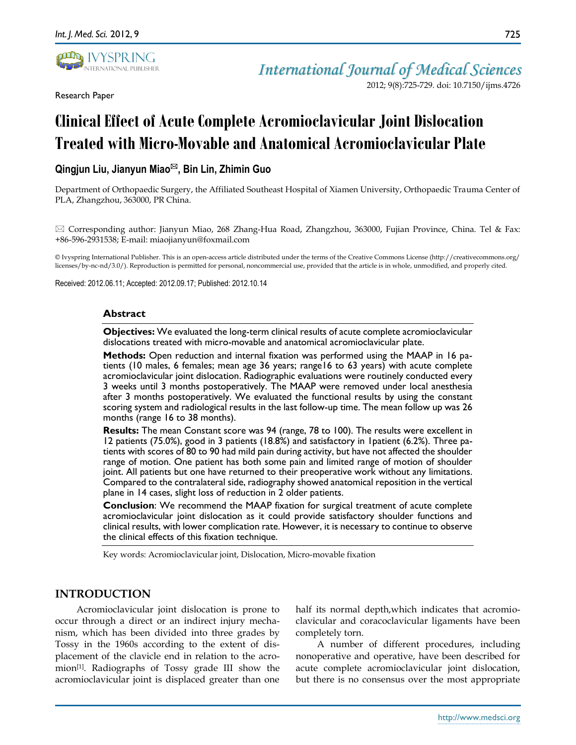Research Paper

# Clinical Effect of Acute Complete Acromioclavicular Joint Dislocation Treated with Micro-Movable and Anatomical Acromioclavicular Plate

**Qingjun Liu, Jianyun Miao✉, Bin Lin, Zhimin Guo**

Department of Orthopaedic Surgery, the Affiliated Southeast Hospital of Xiamen University, Orthopaedic Trauma Center of PLA, Zhangzhou, 363000, PR China.

✉ Corresponding author: Jianyun Miao, 268 Zhang-Hua Road, Zhangzhou, 363000, Fujian Province, China. Tel & Fax: +86-596-2931538; E-mail: miaojianyun@foxmail.com

© Ivyspring International Publisher. This is an open-access article distributed under the terms of the Creative Commons License (http://creativecommons.org/licenses/by-nc-nd/3.0/). Reproduction is permitted for personal, noncommercial use, provided that the article is in whole, unmodified, and properly cited.

Received: 2012.06.11; Accepted: 2012.09.17; Published: 2012.10.14

## Abstract

**Objectives:** We evaluated the long-term clinical results of acute complete acromioclavicular dislocations treated with micro-movable and anatomical acromioclavicular plate.

**Methods:** Open reduction and internal fixation was performed using the MAAP in 16 patients (10 males, 6 females; mean age 36 years; range16 to 63 years) with acute complete acromioclavicular joint dislocation. Radiographic evaluations were routinely conducted every 3 weeks until 3 months postoperatively. The MAAP were removed under local anesthesia after 3 months postoperatively. We evaluated the functional results by using the constant scoring system and radiological results in the last follow-up time. The mean follow up was 26 months (range 16 to 38 months).

**Results:** The mean Constant score was 94 (range, 78 to 100). The results were excellent in 12 patients (75.0%), good in 3 patients (18.8%) and satisfactory in 1patient (6.2%). Three patients with scores of 80 to 90 had mild pain during activity, but have not affected the shoulder range of motion. One patient has both some pain and limited range of motion of shoulder joint. All patients but one have returned to their preoperative work without any limitations. Compared to the contralateral side, radiography showed anatomical reposition in the vertical plane in 14 cases, slight loss of reduction in 2 older patients.

**Conclusion**: We recommend the MAAP fixation for surgical treatment of acute complete acromioclavicular joint dislocation as it could provide satisfactory shoulder functions and clinical results, with lower complication rate. However, it is necessary to continue to observe the clinical effects of this fixation technique.

Key words: Acromioclavicular joint, Dislocation, Micro-movable fixation

## INTRODUCTION

Acromioclavicular joint dislocation is prone to occur through a direct or an indirect injury mechanism, which has been divided into three grades by Tossy in the 1960s according to the extent of displacement of the clavicle end in relation to the acromion[1]. Radiographs of Tossy grade III show the acromioclavicular joint is displaced greater than one half its normal depth,which indicates that acromioclavicular and coracoclavicular ligaments have been completely torn.

A number of different procedures, including nonoperative and operative, have been described for acute complete acromioclavicular joint dislocation, but there is no consensus over the most appropriate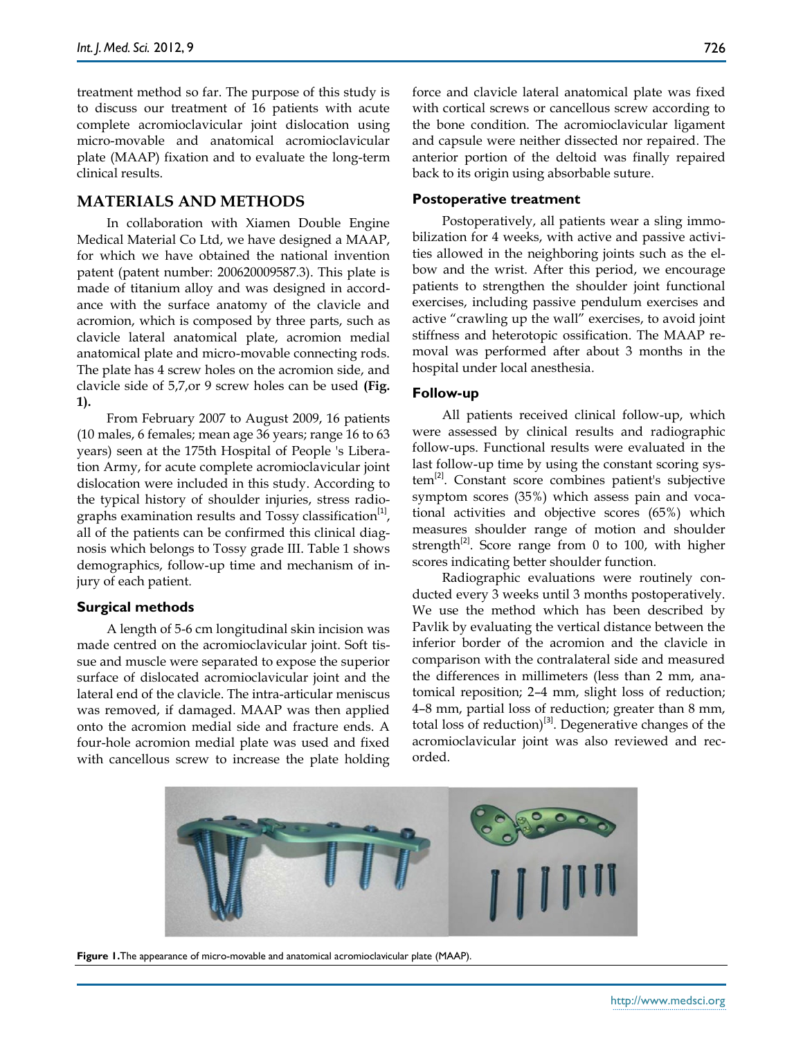treatment method so far. The purpose of this study is to discuss our treatment of 16 patients with acute complete acromioclavicular joint dislocation using micro-movable and anatomical acromioclavicular plate (MAAP) fixation and to evaluate the long-term clinical results.

## MATERIALS AND METHODS

In collaboration with Xiamen Double Engine Medical Material Co Ltd, we have designed a MAAP, for which we have obtained the national invention patent (patent number: 200620009587.3). This plate is made of titanium alloy and was designed in accordance with the surface anatomy of the clavicle and acromion, which is composed by three parts, such as clavicle lateral anatomical plate, acromion medial anatomical plate and micro-movable connecting rods. The plate has 4 screw holes on the acromion side, and clavicle side of 5,7,or 9 screw holes can be used **(Fig. 1).**

From February 2007 to August 2009, 16 patients (10 males, 6 females; mean age 36 years; range 16 to 63 years) seen at the 175th Hospital of People 's Liberation Army, for acute complete acromioclavicular joint dislocation were included in this study. According to the typical history of shoulder injuries, stress radiographs examination results and Tossy classification[1], all of the patients can be confirmed this clinical diagnosis which belongs to Tossy grade III. Table 1 shows demographics, follow-up time and mechanism of injury of each patient.

### Surgical methods

A length of 5-6 cm longitudinal skin incision was made centred on the acromioclavicular joint. Soft tissue and muscle were separated to expose the superior surface of dislocated acromioclavicular joint and the lateral end of the clavicle. The intra-articular meniscus was removed, if damaged. MAAP was then applied onto the acromion medial side and fracture ends. A four-hole acromion medial plate was used and fixed with cancellous screw to increase the plate holding force and clavicle lateral anatomical plate was fixed with cortical screws or cancellous screw according to the bone condition. The acromioclavicular ligament and capsule were neither dissected nor repaired. The anterior portion of the deltoid was finally repaired back to its origin using absorbable suture.

### Postoperative treatment

Postoperatively, all patients wear a sling immobilization for 4 weeks, with active and passive activities allowed in the neighboring joints such as the elbow and the wrist. After this period, we encourage patients to strengthen the shoulder joint functional exercises, including passive pendulum exercises and active "crawling up the wall" exercises, to avoid joint stiffness and heterotopic ossification. The MAAP removal was performed after about 3 months in the hospital under local anesthesia.

### Follow-up

All patients received clinical follow-up, which were assessed by clinical results and radiographic follow-ups. Functional results were evaluated in the last follow-up time by using the constant scoring system[2]. Constant score combines patient's subjective symptom scores (35%) which assess pain and vocational activities and objective scores (65%) which measures shoulder range of motion and shoulder strength[2]. Score range from 0 to 100, with higher scores indicating better shoulder function.

Radiographic evaluations were routinely conducted every 3 weeks until 3 months postoperatively. We use the method which has been described by Pavlik by evaluating the vertical distance between the inferior border of the acromion and the clavicle in comparison with the contralateral side and measured the differences in millimeters (less than 2 mm, anatomical reposition; 2–4 mm, slight loss of reduction; 4–8 mm, partial loss of reduction; greater than 8 mm, total loss of reduction)[3]. Degenerative changes of the acromioclavicular joint was also reviewed and recorded.

**Figure 1.** The appearance of micro-movable and anatomical acromioclavicular plate (MAAP).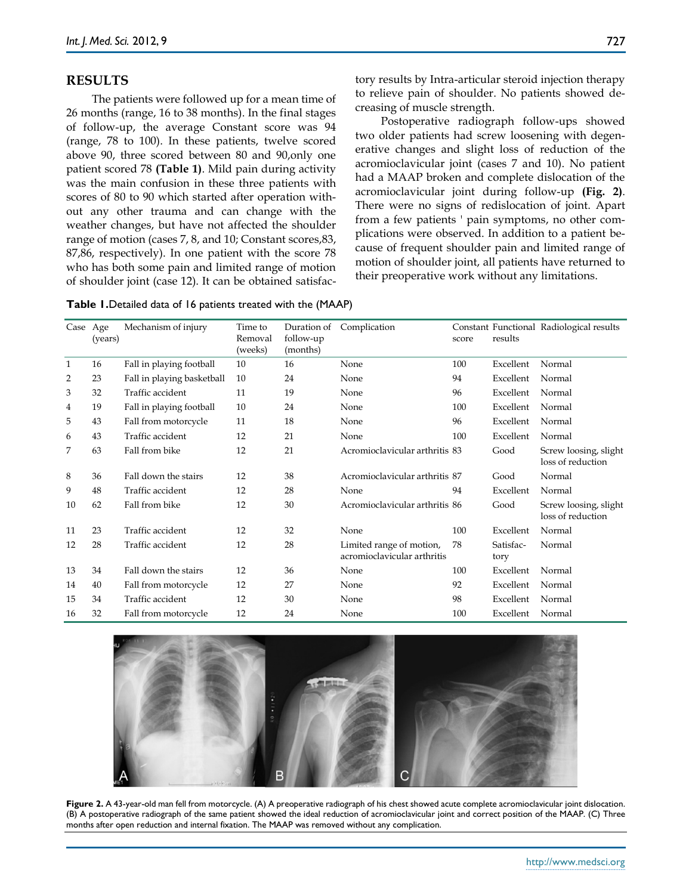## RESULTS

The patients were followed up for a mean time of 26 months (range, 16 to 38 months). In the final stages of follow-up, the average Constant score was 94 (range, 78 to 100). In these patients, twelve scored above 90, three scored between 80 and 90,only one patient scored 78 **(Table 1)**. Mild pain during activity was the main confusion in these three patients with scores of 80 to 90 which started after operation without any other trauma and can change with the weather changes, but have not affected the shoulder range of motion (cases 7, 8, and 10; Constant scores,83, 87,86, respectively). In one patient with the score 78 who has both some pain and limited range of motion of shoulder joint (case 12). It can be obtained satisfactory results by Intra-articular steroid injection therapy to relieve pain of shoulder. No patients showed decreasing of muscle strength.

Postoperative radiograph follow-ups showed two older patients had screw loosening with degenerative changes and slight loss of reduction of the acromioclavicular joint (cases 7 and 10). No patient had a MAAP broken and complete dislocation of the acromioclavicular joint during follow-up **(Fig. 2)**. There were no signs of redislocation of joint. Apart from a few patients ' pain symptoms, no other complications were observed. In addition to a patient because of frequent shoulder pain and limited range of motion of shoulder joint, all patients have returned to their preoperative work without any limitations.

**Table 1.**Detailed data of 16 patients treated with the (MAAP)

| Case | Age (years) | Mechanism of injury | Time to Removal (weeks) | Duration of follow-up (months) | Complication | Constant score | Functional results | Radiological results |
|---|---|---|---|---|---|---|---|---|
| 1 | 16 | Fall in playing football | 10 | 16 | None | 100 | Excellent | Normal |
| 2 | 23 | Fall in playing basketball | 10 | 24 | None | 94 | Excellent | Normal |
| 3 | 32 | Traffic accident | 11 | 19 | None | 96 | Excellent | Normal |
| 4 | 19 | Fall in playing football | 10 | 24 | None | 100 | Excellent | Normal |
| 5 | 43 | Fall from motorcycle | 11 | 18 | None | 96 | Excellent | Normal |
| 6 | 43 | Traffic accident | 12 | 21 | None | 100 | Excellent | Normal |
| 7 | 63 | Fall from bike | 12 | 21 | Acromioclavicular arthritis | 83 | Good | Screw loosing, slight loss of reduction |
| 8 | 36 | Fall down the stairs | 12 | 38 | Acromioclavicular arthritis | 87 | Good | Normal |
| 9 | 48 | Traffic accident | 12 | 28 | None | 94 | Excellent | Normal |
| 10 | 62 | Fall from bike | 12 | 30 | Acromioclavicular arthritis | 86 | Good | Screw loosing, slight loss of reduction |
| 11 | 23 | Traffic accident | 12 | 32 | None | 100 | Excellent | Normal |
| 12 | 28 | Traffic accident | 12 | 28 | Limited range of motion, acromioclavicular arthritis | 78 | Satisfactory | Normal |
| 13 | 34 | Fall down the stairs | 12 | 36 | None | 100 | Excellent | Normal |
| 14 | 40 | Fall from motorcycle | 12 | 27 | None | 92 | Excellent | Normal |
| 15 | 34 | Traffic accident | 12 | 30 | None | 98 | Excellent | Normal |
| 16 | 32 | Fall from motorcycle | 12 | 24 | None | 100 | Excellent | Normal |

**Figure 2.** A 43-year-old man fell from motorcycle. (A) A preoperative radiograph of his chest showed acute complete acromioclavicular joint dislocation. (B) A postoperative radiograph of the same patient showed the ideal reduction of acromioclavicular joint and correct position of the MAAP. (C) Three months after open reduction and internal fixation. The MAAP was removed without any complication.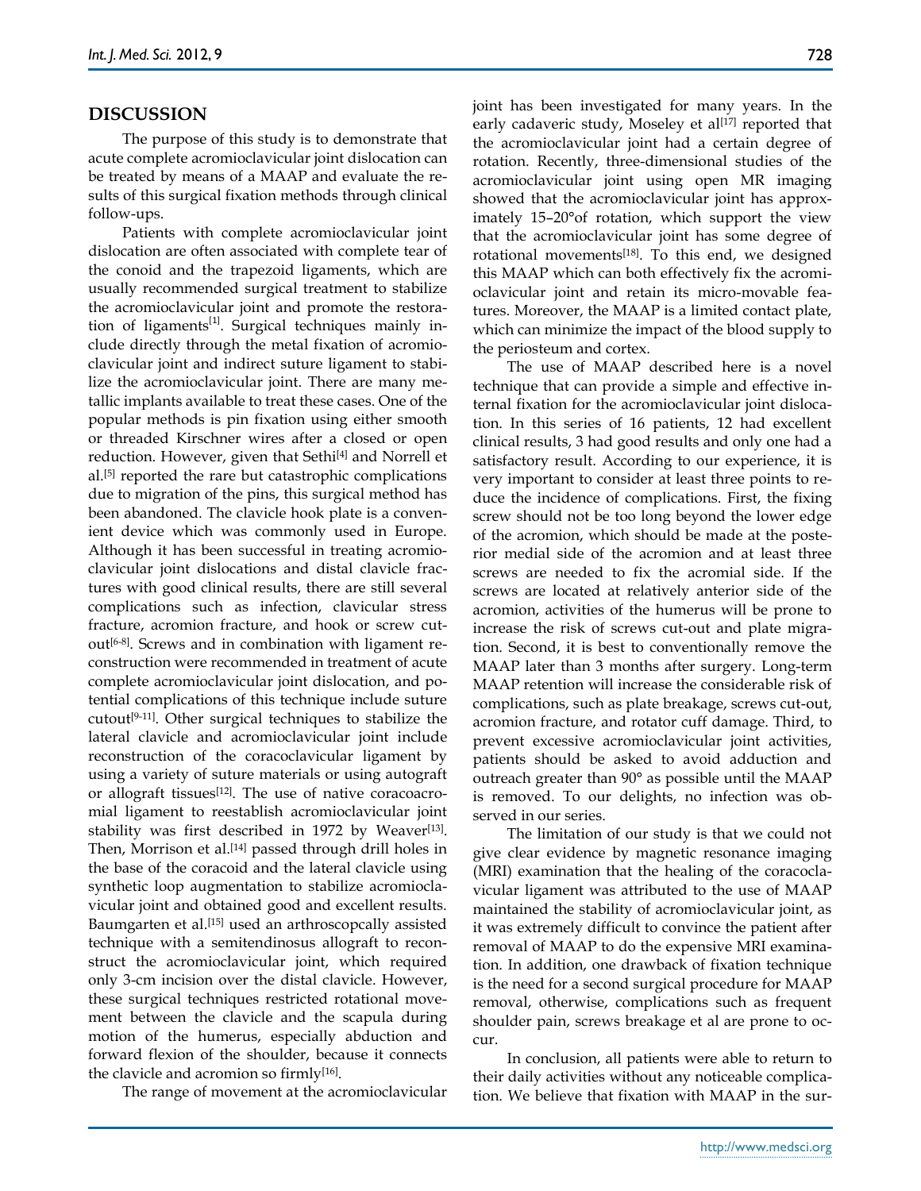## DISCUSSION

The purpose of this study is to demonstrate that acute complete acromioclavicular joint dislocation can be treated by means of a MAAP and evaluate the results of this surgical fixation methods through clinical follow-ups.

Patients with complete acromioclavicular joint dislocation are often associated with complete tear of the conoid and the trapezoid ligaments, which are usually recommended surgical treatment to stabilize the acromioclavicular joint and promote the restoration of ligaments[1]. Surgical techniques mainly include directly through the metal fixation of acromioclavicular joint and indirect suture ligament to stabilize the acromioclavicular joint. There are many metallic implants available to treat these cases. One of the popular methods is pin fixation using either smooth or threaded Kirschner wires after a closed or open reduction. However, given that Sethi[4] and Norrell et al.[5] reported the rare but catastrophic complications due to migration of the pins, this surgical method has been abandoned. The clavicle hook plate is a convenient device which was commonly used in Europe. Although it has been successful in treating acromioclavicular joint dislocations and distal clavicle fractures with good clinical results, there are still several complications such as infection, clavicular stress fracture, acromion fracture, and hook or screw cutout[6-8]. Screws and in combination with ligament reconstruction were recommended in treatment of acute complete acromioclavicular joint dislocation, and potential complications of this technique include suture cutout[9-11]. Other surgical techniques to stabilize the lateral clavicle and acromioclavicular joint include reconstruction of the coracoclavicular ligament by using a variety of suture materials or using autograft or allograft tissues[12]. The use of native coracoacromial ligament to reestablish acromioclavicular joint stability was first described in 1972 by Weaver[13]. Then, Morrison et al.[14] passed through drill holes in the base of the coracoid and the lateral clavicle using synthetic loop augmentation to stabilize acromioclavicular joint and obtained good and excellent results. Baumgarten et al.[15] used an arthroscopcally assisted technique with a semitendinosus allograft to reconstruct the acromioclavicular joint, which required only 3-cm incision over the distal clavicle. However, these surgical techniques restricted rotational movement between the clavicle and the scapula during motion of the humerus, especially abduction and forward flexion of the shoulder, because it connects the clavicle and acromion so firmly[16].

The range of movement at the acromioclavicular joint has been investigated for many years. In the early cadaveric study, Moseley et al[17] reported that the acromioclavicular joint had a certain degree of rotation. Recently, three-dimensional studies of the acromioclavicular joint using open MR imaging showed that the acromioclavicular joint has approximately 15–20°of rotation, which support the view that the acromioclavicular joint has some degree of rotational movements[18]. To this end, we designed this MAAP which can both effectively fix the acromioclavicular joint and retain its micro-movable features. Moreover, the MAAP is a limited contact plate, which can minimize the impact of the blood supply to the periosteum and cortex.

The use of MAAP described here is a novel technique that can provide a simple and effective internal fixation for the acromioclavicular joint dislocation. In this series of 16 patients, 12 had excellent clinical results, 3 had good results and only one had a satisfactory result. According to our experience, it is very important to consider at least three points to reduce the incidence of complications. First, the fixing screw should not be too long beyond the lower edge of the acromion, which should be made at the posterior medial side of the acromion and at least three screws are needed to fix the acromial side. If the screws are located at relatively anterior side of the acromion, activities of the humerus will be prone to increase the risk of screws cut-out and plate migration. Second, it is best to conventionally remove the MAAP later than 3 months after surgery. Long-term MAAP retention will increase the considerable risk of complications, such as plate breakage, screws cut-out, acromion fracture, and rotator cuff damage. Third, to prevent excessive acromioclavicular joint activities, patients should be asked to avoid adduction and outreach greater than 90° as possible until the MAAP is removed. To our delights, no infection was observed in our series.

The limitation of our study is that we could not give clear evidence by magnetic resonance imaging (MRI) examination that the healing of the coracoclavicular ligament was attributed to the use of MAAP maintained the stability of acromioclavicular joint, as it was extremely difficult to convince the patient after removal of MAAP to do the expensive MRI examination. In addition, one drawback of fixation technique is the need for a second surgical procedure for MAAP removal, otherwise, complications such as frequent shoulder pain, screws breakage et al are prone to occur.

In conclusion, all patients were able to return to their daily activities without any noticeable complication. We believe that fixation with MAAP in the sur-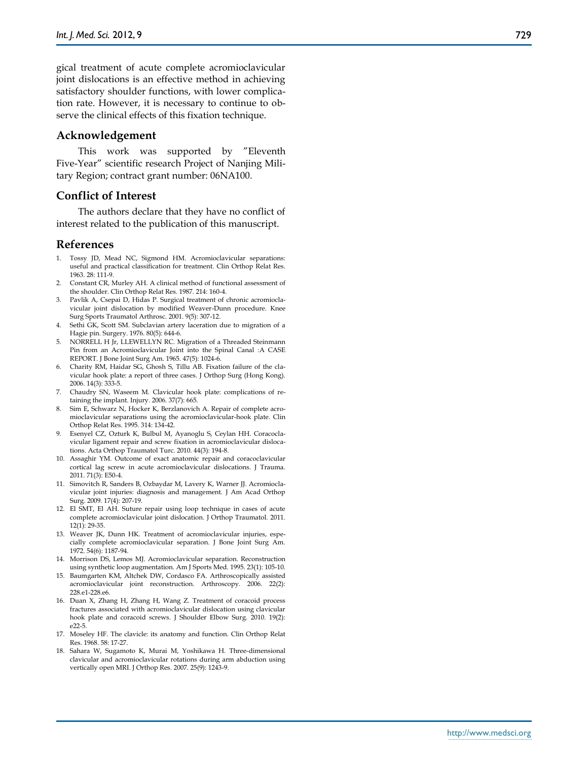gical treatment of acute complete acromioclavicular joint dislocations is an effective method in achieving satisfactory shoulder functions, with lower complication rate. However, it is necessary to continue to observe the clinical effects of this fixation technique.

## Acknowledgement

This work was supported by "Eleventh Five-Year" scientific research Project of Nanjing Military Region; contract grant number: 06NA100.

## Conflict of Interest

The authors declare that they have no conflict of interest related to the publication of this manuscript.

## References

1. Tossy JD, Mead NC, Sigmond HM. Acromioclavicular separations: useful and practical classification for treatment. Clin Orthop Relat Res. 1963. 28: 111-9.
2. Constant CR, Murley AH. A clinical method of functional assessment of the shoulder. Clin Orthop Relat Res. 1987. 214: 160-4.
3. Pavlik A, Csepai D, Hidas P. Surgical treatment of chronic acromioclavicular joint dislocation by modified Weaver-Dunn procedure. Knee Surg Sports Traumatol Arthrosc. 2001. 9(5): 307-12.
4. Sethi GK, Scott SM. Subclavian artery laceration due to migration of a Hagie pin. Surgery. 1976. 80(5): 644-6.
5. NORRELL H Jr, LLEWELLYN RC. Migration of a Threaded Steinmann Pin from an Acromioclavicular Joint into the Spinal Canal :A CASE REPORT. J Bone Joint Surg Am. 1965. 47(5): 1024-6.
6. Charity RM, Haidar SG, Ghosh S, Tillu AB. Fixation failure of the clavicular hook plate: a report of three cases. J Orthop Surg (Hong Kong). 2006. 14(3): 333-5.
7. Chaudry SN, Waseem M. Clavicular hook plate: complications of retaining the implant. Injury. 2006. 37(7): 665.
8. Sim E, Schwarz N, Hocker K, Berzlanovich A. Repair of complete acromioclavicular separations using the acromioclavicular-hook plate. Clin Orthop Relat Res. 1995. 314: 134-42.
9. Esenyel CZ, Ozturk K, Bulbul M, Ayanoglu S, Ceylan HH. Coracoclavicular ligament repair and screw fixation in acromioclavicular dislocations. Acta Orthop Traumatol Turc. 2010. 44(3): 194-8.
10. Assaghir YM. Outcome of exact anatomic repair and coracoclavicular cortical lag screw in acute acromioclavicular dislocations. J Trauma. 2011. 71(3): E50-4.
11. Simovitch R, Sanders B, Ozbaydar M, Lavery K, Warner JJ. Acromioclavicular joint injuries: diagnosis and management. J Am Acad Orthop Surg. 2009. 17(4): 207-19.
12. El SMT, El AH. Suture repair using loop technique in cases of acute complete acromioclavicular joint dislocation. J Orthop Traumatol. 2011. 12(1): 29-35.
13. Weaver JK, Dunn HK. Treatment of acromioclavicular injuries, especially complete acromioclavicular separation. J Bone Joint Surg Am. 1972. 54(6): 1187-94.
14. Morrison DS, Lemos MJ. Acromioclavicular separation. Reconstruction using synthetic loop augmentation. Am J Sports Med. 1995. 23(1): 105-10.
15. Baumgarten KM, Altchek DW, Cordasco FA. Arthroscopically assisted acromioclavicular joint reconstruction. Arthroscopy. 2006. 22(2): 228.e1-228.e6.
16. Duan X, Zhang H, Zhang H, Wang Z. Treatment of coracoid process fractures associated with acromioclavicular dislocation using clavicular hook plate and coracoid screws. J Shoulder Elbow Surg. 2010. 19(2): e22-5.
17. Moseley HF. The clavicle: its anatomy and function. Clin Orthop Relat Res. 1968. 58: 17-27.
18. Sahara W, Sugamoto K, Murai M, Yoshikawa H. Three-dimensional clavicular and acromioclavicular rotations during arm abduction using vertically open MRI. J Orthop Res. 2007. 25(9): 1243-9.